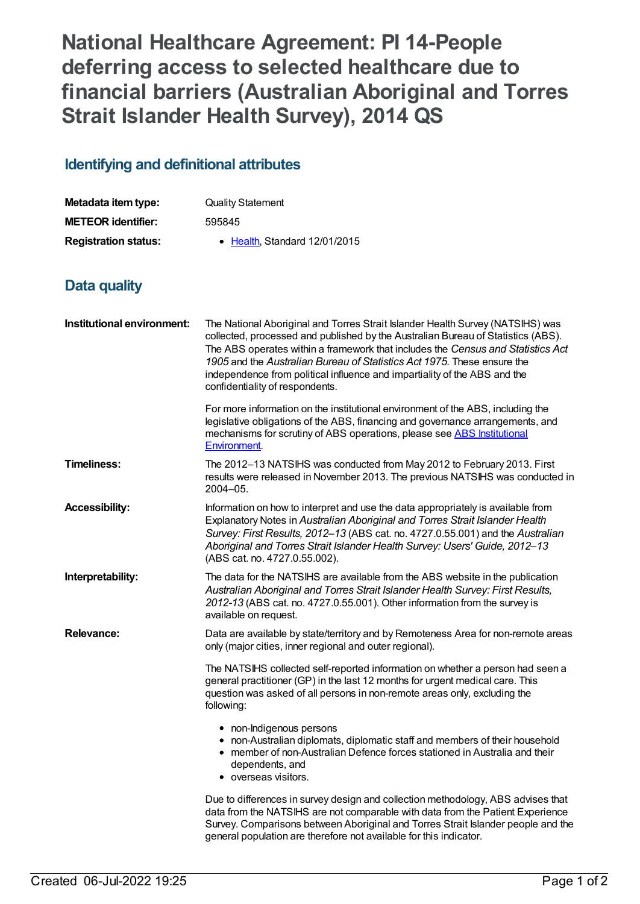# National Healthcare Agreement: PI 14-People deferring access to selected healthcare due to financial barriers (Australian Aboriginal and Torres Strait Islander Health Survey), 2014 QS

## Identifying and definitional attributes

| | |
|---|---|
| **Metadata item type:** | Quality Statement |
| **METEOR identifier:** | 595845 |
| **Registration status:** | • Health, Standard 12/01/2015 |

## Data quality

**Institutional environment:**

The National Aboriginal and Torres Strait Islander Health Survey (NATSIHS) was collected, processed and published by the Australian Bureau of Statistics (ABS). The ABS operates within a framework that includes the *Census and Statistics Act 1905* and the *Australian Bureau of Statistics Act 1975*. These ensure the independence from political influence and impartiality of the ABS and the confidentiality of respondents.

For more information on the institutional environment of the ABS, including the legislative obligations of the ABS, financing and governance arrangements, and mechanisms for scrutiny of ABS operations, please see ABS Institutional Environment.

**Timeliness:**

The 2012–13 NATSIHS was conducted from May 2012 to February 2013. First results were released in November 2013. The previous NATSIHS was conducted in 2004–05.

**Accessibility:**

Information on how to interpret and use the data appropriately is available from Explanatory Notes in *Australian Aboriginal and Torres Strait Islander Health Survey: First Results, 2012–13* (ABS cat. no. 4727.0.55.001) and the *Australian Aboriginal and Torres Strait Islander Health Survey: Users' Guide, 2012–13* (ABS cat. no. 4727.0.55.002).

**Interpretability:**

The data for the NATSIHS are available from the ABS website in the publication *Australian Aboriginal and Torres Strait Islander Health Survey: First Results, 2012-13* (ABS cat. no. 4727.0.55.001). Other information from the survey is available on request.

**Relevance:**

Data are available by state/territory and by Remoteness Area for non-remote areas only (major cities, inner regional and outer regional).

The NATSIHS collected self-reported information on whether a person had seen a general practitioner (GP) in the last 12 months for urgent medical care. This question was asked of all persons in non-remote areas only, excluding the following:

- non-Indigenous persons
- non-Australian diplomats, diplomatic staff and members of their household
- member of non-Australian Defence forces stationed in Australia and their dependents, and
- overseas visitors.

Due to differences in survey design and collection methodology, ABS advises that data from the NATSIHS are not comparable with data from the Patient Experience Survey. Comparisons between Aboriginal and Torres Strait Islander people and the general population are therefore not available for this indicator.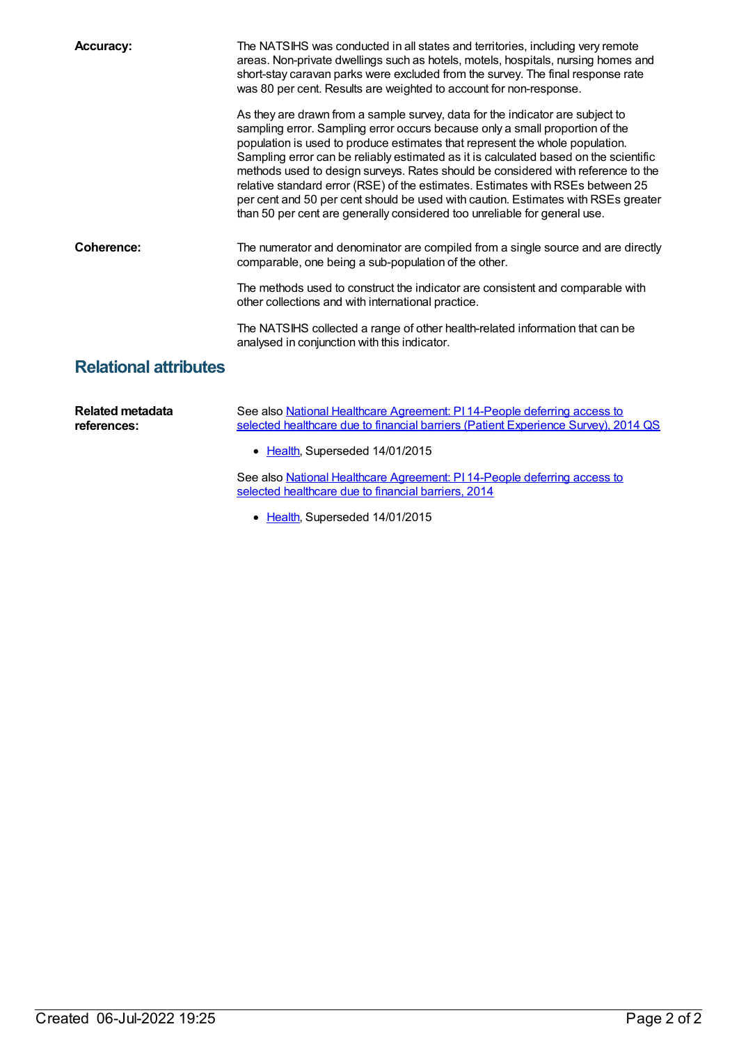**Accuracy:**

The NATSIHS was conducted in all states and territories, including very remote areas. Non-private dwellings such as hotels, motels, hospitals, nursing homes and short-stay caravan parks were excluded from the survey. The final response rate was 80 per cent. Results are weighted to account for non-response.

As they are drawn from a sample survey, data for the indicator are subject to sampling error. Sampling error occurs because only a small proportion of the population is used to produce estimates that represent the whole population. Sampling error can be reliably estimated as it is calculated based on the scientific methods used to design surveys. Rates should be considered with reference to the relative standard error (RSE) of the estimates. Estimates with RSEs between 25 per cent and 50 per cent should be used with caution. Estimates with RSEs greater than 50 per cent are generally considered too unreliable for general use.

**Coherence:**

The numerator and denominator are compiled from a single source and are directly comparable, one being a sub-population of the other.

The methods used to construct the indicator are consistent and comparable with other collections and with international practice.

The NATSIHS collected a range of other health-related information that can be analysed in conjunction with this indicator.

## Relational attributes

**Related metadata references:**

See also National Healthcare Agreement: PI 14-People deferring access to selected healthcare due to financial barriers (Patient Experience Survey), 2014 QS

- Health, Superseded 14/01/2015

See also National Healthcare Agreement: PI 14-People deferring access to selected healthcare due to financial barriers, 2014

- Health, Superseded 14/01/2015